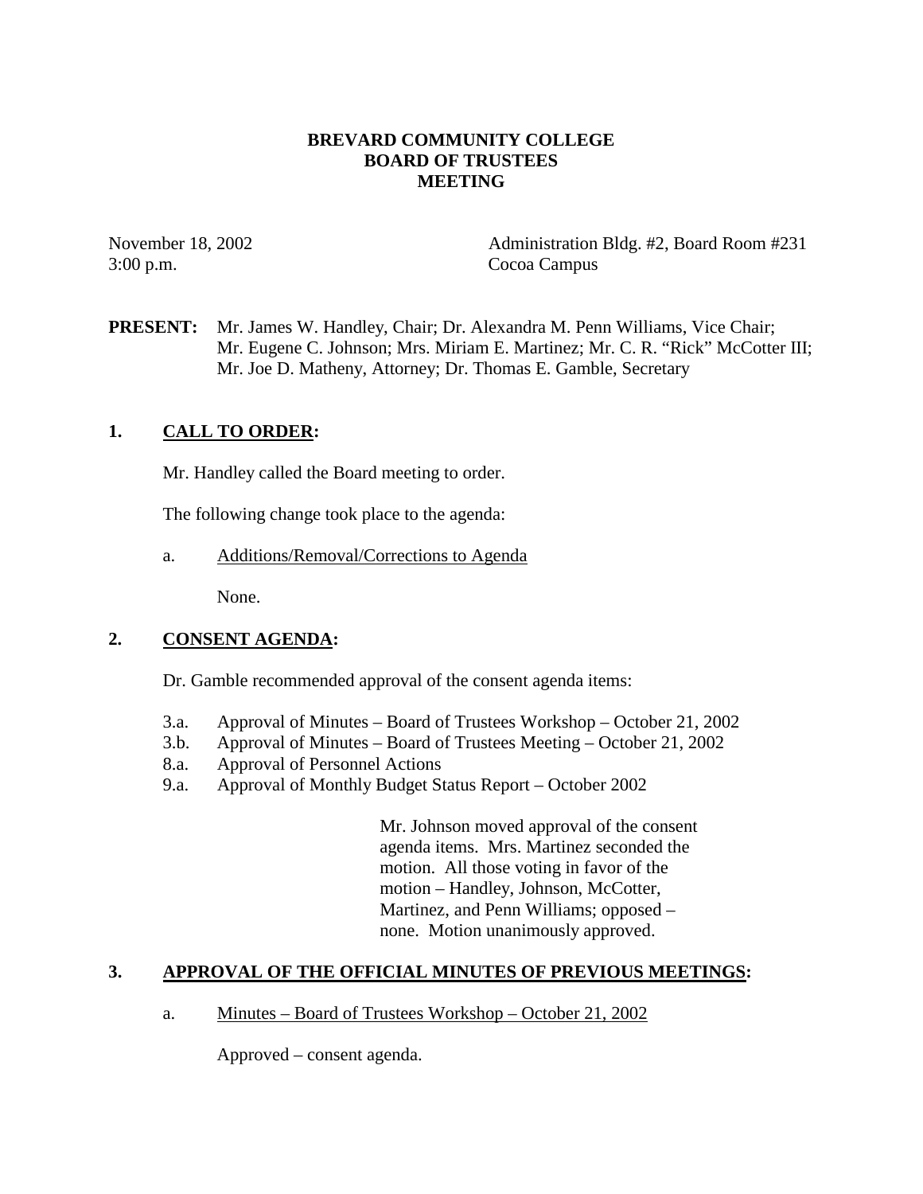# BREVARD COMMUNITY COLLEGE
# BOARD OF TRUSTEES
# MEETING

November 18, 2002
3:00 p.m.

Administration Bldg. #2, Board Room #231
Cocoa Campus

**PRESENT:** Mr. James W. Handley, Chair; Dr. Alexandra M. Penn Williams, Vice Chair; Mr. Eugene C. Johnson; Mrs. Miriam E. Martinez; Mr. C. R. "Rick" McCotter III; Mr. Joe D. Matheny, Attorney; Dr. Thomas E. Gamble, Secretary

## 1. CALL TO ORDER:

Mr. Handley called the Board meeting to order.

The following change took place to the agenda:

a. Additions/Removal/Corrections to Agenda

None.

## 2. CONSENT AGENDA:

Dr. Gamble recommended approval of the consent agenda items:

3.a. Approval of Minutes – Board of Trustees Workshop – October 21, 2002
3.b. Approval of Minutes – Board of Trustees Meeting – October 21, 2002
8.a. Approval of Personnel Actions
9.a. Approval of Monthly Budget Status Report – October 2002

Mr. Johnson moved approval of the consent agenda items. Mrs. Martinez seconded the motion. All those voting in favor of the motion – Handley, Johnson, McCotter, Martinez, and Penn Williams; opposed – none. Motion unanimously approved.

## 3. APPROVAL OF THE OFFICIAL MINUTES OF PREVIOUS MEETINGS:

a. Minutes – Board of Trustees Workshop – October 21, 2002

Approved – consent agenda.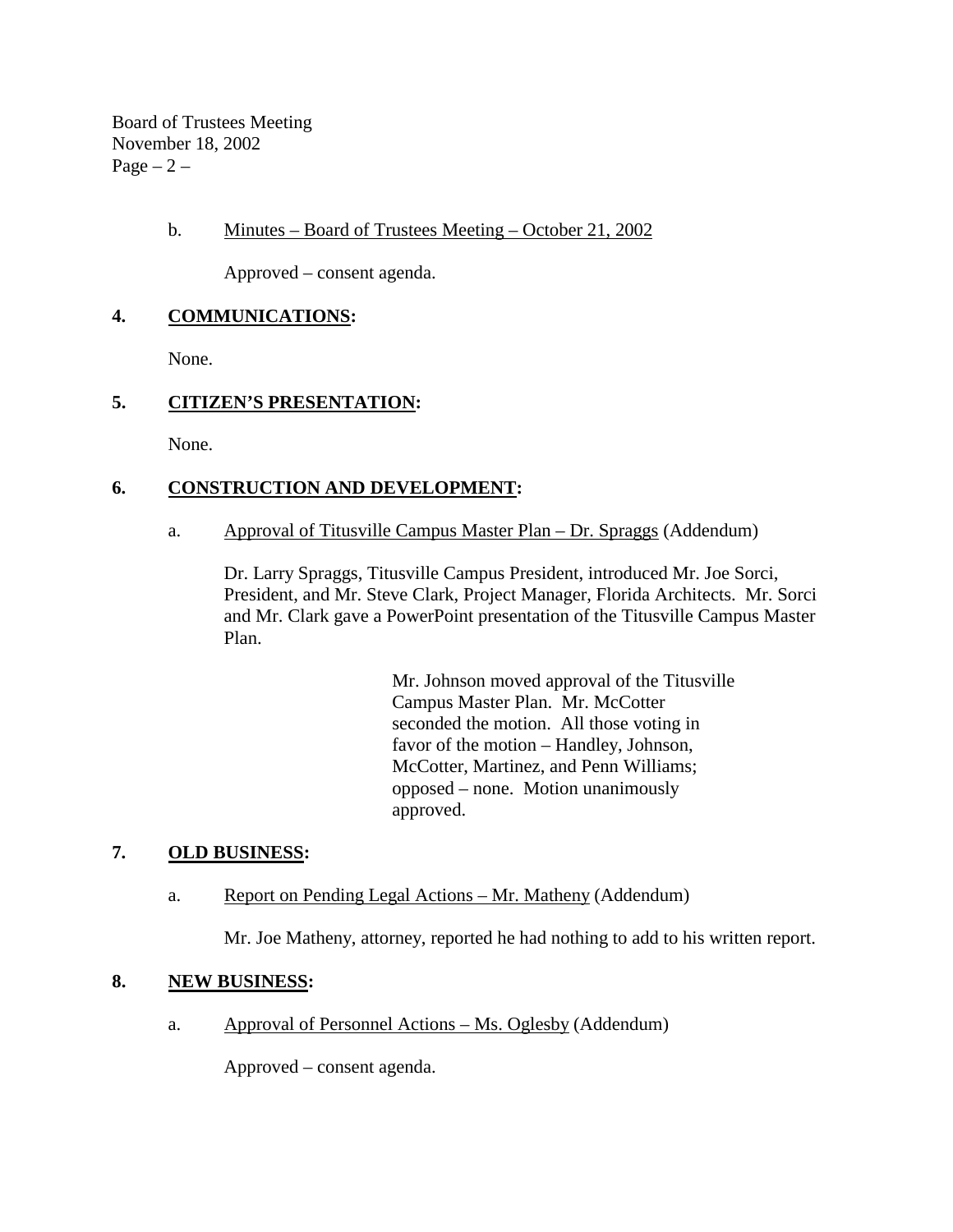b. Minutes – Board of Trustees Meeting – October 21, 2002

Approved – consent agenda.

## 4. **COMMUNICATIONS:**

None.

## 5. **CITIZEN'S PRESENTATION:**

None.

## 6. **CONSTRUCTION AND DEVELOPMENT:**

a. Approval of Titusville Campus Master Plan – Dr. Spraggs (Addendum)

Dr. Larry Spraggs, Titusville Campus President, introduced Mr. Joe Sorci, President, and Mr. Steve Clark, Project Manager, Florida Architects. Mr. Sorci and Mr. Clark gave a PowerPoint presentation of the Titusville Campus Master Plan.

> Mr. Johnson moved approval of the Titusville Campus Master Plan. Mr. McCotter seconded the motion. All those voting in favor of the motion – Handley, Johnson, McCotter, Martinez, and Penn Williams; opposed – none. Motion unanimously approved.

## 7. **OLD BUSINESS:**

a. Report on Pending Legal Actions – Mr. Matheny (Addendum)

Mr. Joe Matheny, attorney, reported he had nothing to add to his written report.

## 8. **NEW BUSINESS:**

a. Approval of Personnel Actions – Ms. Oglesby (Addendum)

Approved – consent agenda.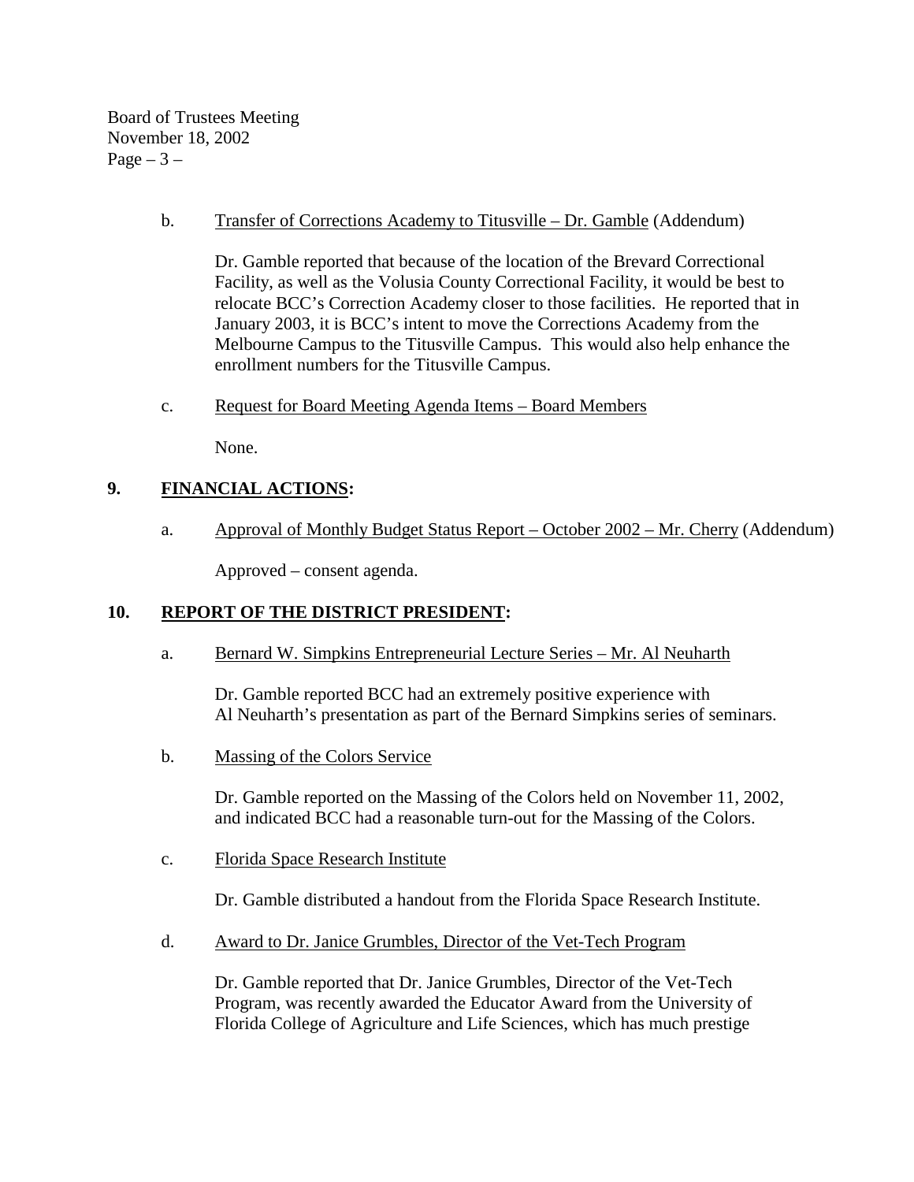b. Transfer of Corrections Academy to Titusville – Dr. Gamble (Addendum)

Dr. Gamble reported that because of the location of the Brevard Correctional Facility, as well as the Volusia County Correctional Facility, it would be best to relocate BCC's Correction Academy closer to those facilities. He reported that in January 2003, it is BCC's intent to move the Corrections Academy from the Melbourne Campus to the Titusville Campus. This would also help enhance the enrollment numbers for the Titusville Campus.

c. Request for Board Meeting Agenda Items – Board Members

None.

## 9. FINANCIAL ACTIONS:

a. Approval of Monthly Budget Status Report – October 2002 – Mr. Cherry (Addendum)

Approved – consent agenda.

## 10. REPORT OF THE DISTRICT PRESIDENT:

a. Bernard W. Simpkins Entrepreneurial Lecture Series – Mr. Al Neuharth

Dr. Gamble reported BCC had an extremely positive experience with Al Neuharth's presentation as part of the Bernard Simpkins series of seminars.

b. Massing of the Colors Service

Dr. Gamble reported on the Massing of the Colors held on November 11, 2002, and indicated BCC had a reasonable turn-out for the Massing of the Colors.

c. Florida Space Research Institute

Dr. Gamble distributed a handout from the Florida Space Research Institute.

d. Award to Dr. Janice Grumbles, Director of the Vet-Tech Program

Dr. Gamble reported that Dr. Janice Grumbles, Director of the Vet-Tech Program, was recently awarded the Educator Award from the University of Florida College of Agriculture and Life Sciences, which has much prestige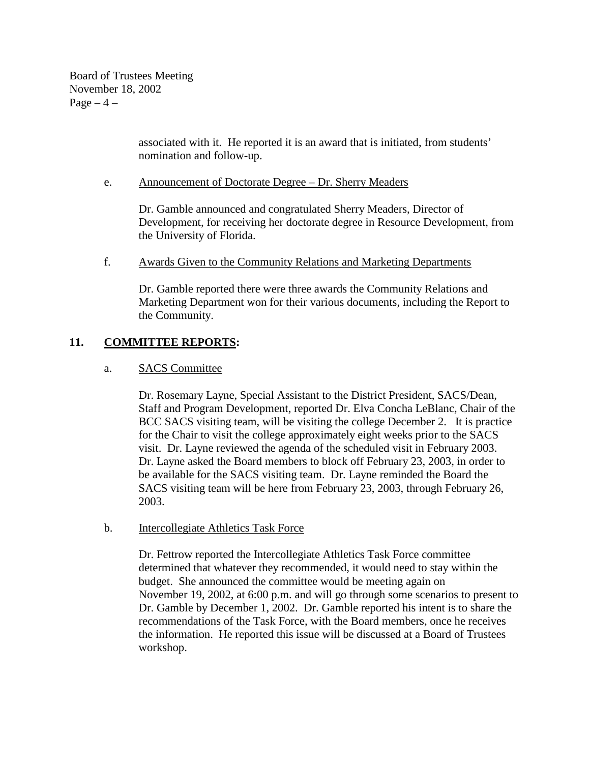associated with it. He reported it is an award that is initiated, from students' nomination and follow-up.

e. Announcement of Doctorate Degree – Dr. Sherry Meaders

Dr. Gamble announced and congratulated Sherry Meaders, Director of Development, for receiving her doctorate degree in Resource Development, from the University of Florida.

f. Awards Given to the Community Relations and Marketing Departments

Dr. Gamble reported there were three awards the Community Relations and Marketing Department won for their various documents, including the Report to the Community.

## 11. COMMITTEE REPORTS:

a. SACS Committee

Dr. Rosemary Layne, Special Assistant to the District President, SACS/Dean, Staff and Program Development, reported Dr. Elva Concha LeBlanc, Chair of the BCC SACS visiting team, will be visiting the college December 2. It is practice for the Chair to visit the college approximately eight weeks prior to the SACS visit. Dr. Layne reviewed the agenda of the scheduled visit in February 2003. Dr. Layne asked the Board members to block off February 23, 2003, in order to be available for the SACS visiting team. Dr. Layne reminded the Board the SACS visiting team will be here from February 23, 2003, through February 26, 2003.

b. Intercollegiate Athletics Task Force

Dr. Fettrow reported the Intercollegiate Athletics Task Force committee determined that whatever they recommended, it would need to stay within the budget. She announced the committee would be meeting again on November 19, 2002, at 6:00 p.m. and will go through some scenarios to present to Dr. Gamble by December 1, 2002. Dr. Gamble reported his intent is to share the recommendations of the Task Force, with the Board members, once he receives the information. He reported this issue will be discussed at a Board of Trustees workshop.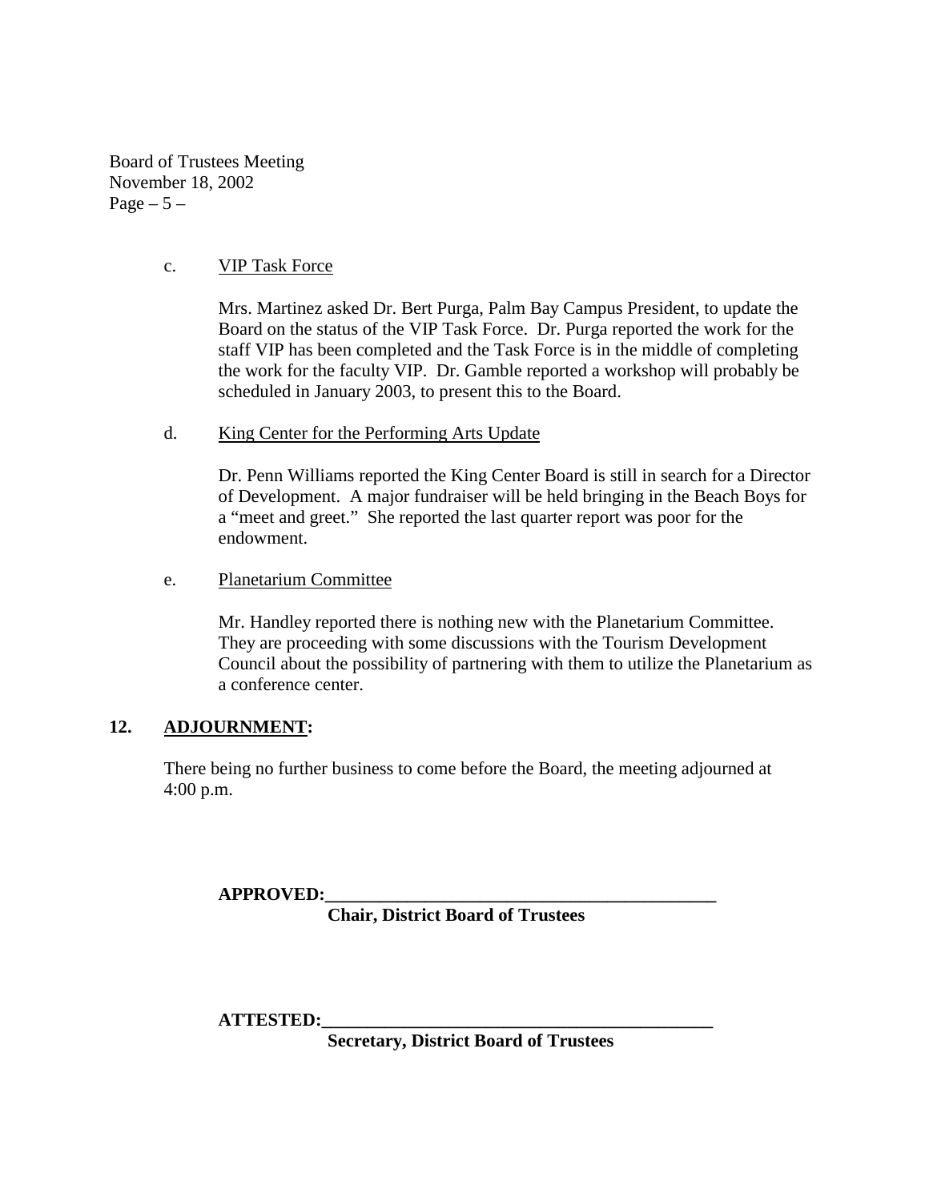c. <u>VIP Task Force</u>

Mrs. Martinez asked Dr. Bert Purga, Palm Bay Campus President, to update the Board on the status of the VIP Task Force. Dr. Purga reported the work for the staff VIP has been completed and the Task Force is in the middle of completing the work for the faculty VIP. Dr. Gamble reported a workshop will probably be scheduled in January 2003, to present this to the Board.

d. <u>King Center for the Performing Arts Update</u>

Dr. Penn Williams reported the King Center Board is still in search for a Director of Development. A major fundraiser will be held bringing in the Beach Boys for a "meet and greet." She reported the last quarter report was poor for the endowment.

e. <u>Planetarium Committee</u>

Mr. Handley reported there is nothing new with the Planetarium Committee. They are proceeding with some discussions with the Tourism Development Council about the possibility of partnering with them to utilize the Planetarium as a conference center.

**12. <u>ADJOURNMENT</u>:**

There being no further business to come before the Board, the meeting adjourned at 4:00 p.m.

**APPROVED:\_\_\_\_\_\_\_\_\_\_\_\_\_\_\_\_\_\_\_\_\_\_\_\_\_\_\_\_\_\_\_\_\_\_\_\_\_\_\_\_\_\_\_\_**
**Chair, District Board of Trustees**

**ATTESTED:\_\_\_\_\_\_\_\_\_\_\_\_\_\_\_\_\_\_\_\_\_\_\_\_\_\_\_\_\_\_\_\_\_\_\_\_\_\_\_\_\_\_\_\_**
**Secretary, District Board of Trustees**